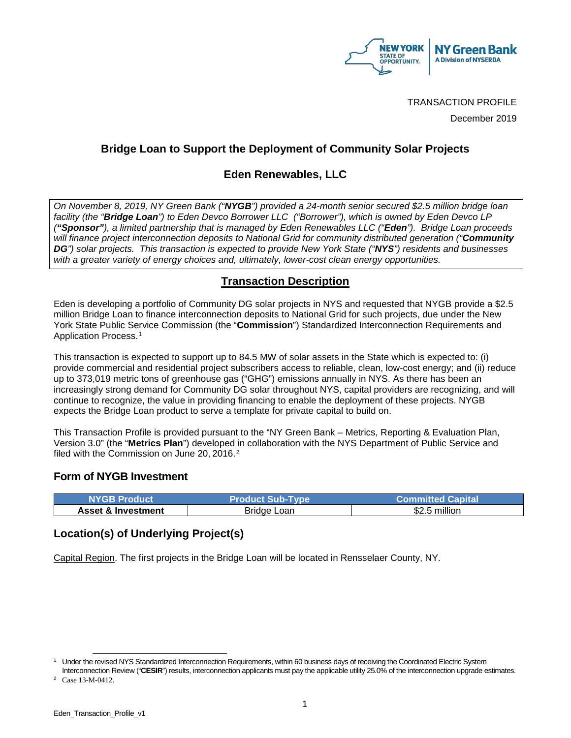TRANSACTION PROFILE

December 2019

# Bridge Loan to Support the Deployment of Community Solar Projects

## Eden Renewables, LLC

*On November 8, 2019, NY Green Bank ("**NYGB**") provided a 24-month senior secured $2.5 million bridge loan facility (the "**Bridge Loan**") to Eden Devco Borrower LLC ("Borrower"), which is owned by Eden Devco LP (**"Sponsor"**), a limited partnership that is managed by Eden Renewables LLC ("**Eden**"). Bridge Loan proceeds will finance project interconnection deposits to National Grid for community distributed generation ("**Community DG**") solar projects. This transaction is expected to provide New York State ("**NYS**") residents and businesses with a greater variety of energy choices and, ultimately, lower-cost clean energy opportunities.*

## Transaction Description

Eden is developing a portfolio of Community DG solar projects in NYS and requested that NYGB provide a $2.5 million Bridge Loan to finance interconnection deposits to National Grid for such projects, due under the New York State Public Service Commission (the "**Commission**") Standardized Interconnection Requirements and Application Process.[1]

This transaction is expected to support up to 84.5 MW of solar assets in the State which is expected to: (i) provide commercial and residential project subscribers access to reliable, clean, low-cost energy; and (ii) reduce up to 373,019 metric tons of greenhouse gas ("GHG") emissions annually in NYS. As there has been an increasingly strong demand for Community DG solar throughout NYS, capital providers are recognizing, and will continue to recognize, the value in providing financing to enable the deployment of these projects. NYGB expects the Bridge Loan product to serve a template for private capital to build on.

This Transaction Profile is provided pursuant to the "NY Green Bank – Metrics, Reporting & Evaluation Plan, Version 3.0" (the "**Metrics Plan**") developed in collaboration with the NYS Department of Public Service and filed with the Commission on June 20, 2016.[2]

### Form of NYGB Investment

| NYGB Product | Product Sub-Type | Committed Capital |
|---|---|---|
| **Asset & Investment** | Bridge Loan | $2.5 million |

### Location(s) of Underlying Project(s)

Capital Region. The first projects in the Bridge Loan will be located in Rensselaer County, NY.

[1] Under the revised NYS Standardized Interconnection Requirements, within 60 business days of receiving the Coordinated Electric System Interconnection Review ("**CESIR**") results, interconnection applicants must pay the applicable utility 25.0% of the interconnection upgrade estimates.

[2] Case 13-M-0412.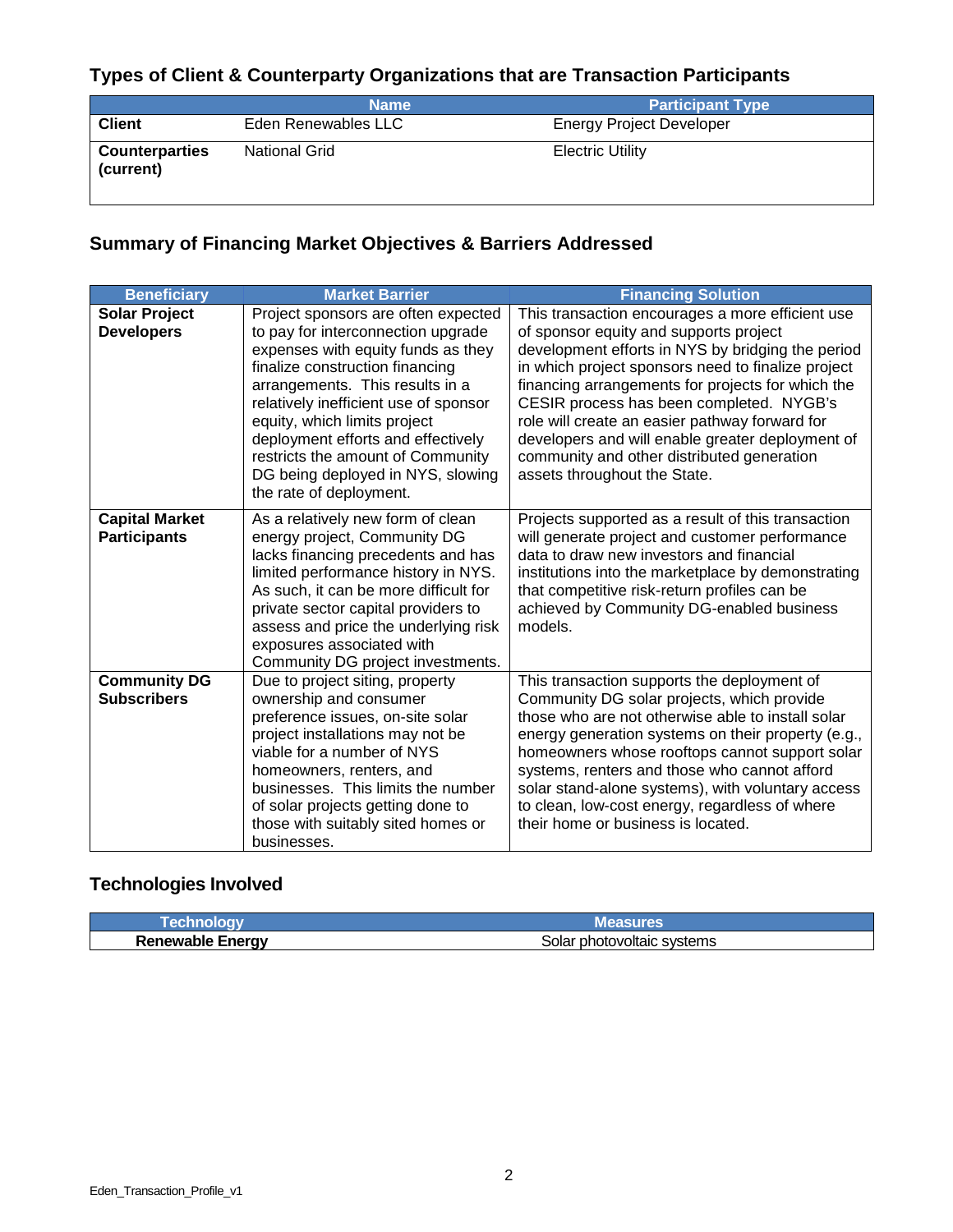## Types of Client & Counterparty Organizations that are Transaction Participants

| | Name | Participant Type |
|---|---|---|
| **Client** | Eden Renewables LLC | Energy Project Developer |
| **Counterparties (current)** | National Grid | Electric Utility |

## Summary of Financing Market Objectives & Barriers Addressed

| Beneficiary | Market Barrier | Financing Solution |
|---|---|---|
| **Solar Project Developers** | Project sponsors are often expected to pay for interconnection upgrade expenses with equity funds as they finalize construction financing arrangements. This results in a relatively inefficient use of sponsor equity, which limits project deployment efforts and effectively restricts the amount of Community DG being deployed in NYS, slowing the rate of deployment. | This transaction encourages a more efficient use of sponsor equity and supports project development efforts in NYS by bridging the period in which project sponsors need to finalize project financing arrangements for projects for which the CESIR process has been completed. NYGB's role will create an easier pathway forward for developers and will enable greater deployment of community and other distributed generation assets throughout the State. |
| **Capital Market Participants** | As a relatively new form of clean energy project, Community DG lacks financing precedents and has limited performance history in NYS. As such, it can be more difficult for private sector capital providers to assess and price the underlying risk exposures associated with Community DG project investments. | Projects supported as a result of this transaction will generate project and customer performance data to draw new investors and financial institutions into the marketplace by demonstrating that competitive risk-return profiles can be achieved by Community DG-enabled business models. |
| **Community DG Subscribers** | Due to project siting, property ownership and consumer preference issues, on-site solar project installations may not be viable for a number of NYS homeowners, renters, and businesses. This limits the number of solar projects getting done to those with suitably sited homes or businesses. | This transaction supports the deployment of Community DG solar projects, which provide those who are not otherwise able to install solar energy generation systems on their property (e.g., homeowners whose rooftops cannot support solar systems, renters and those who cannot afford solar stand-alone systems), with voluntary access to clean, low-cost energy, regardless of where their home or business is located. |

## Technologies Involved

| Technology | Measures |
|---|---|
| **Renewable Energy** | Solar photovoltaic systems |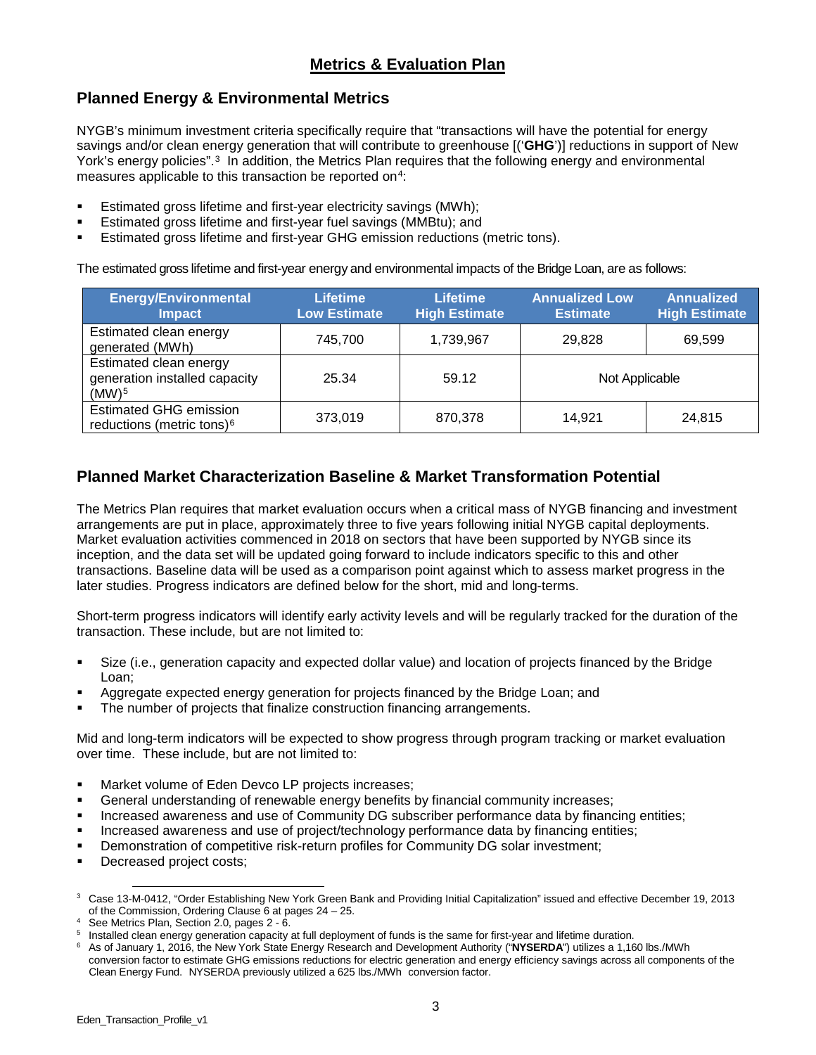## Metrics & Evaluation Plan

### Planned Energy & Environmental Metrics

NYGB's minimum investment criteria specifically require that "transactions will have the potential for energy savings and/or clean energy generation that will contribute to greenhouse [('**GHG**')] reductions in support of New York's energy policies".[3] In addition, the Metrics Plan requires that the following energy and environmental measures applicable to this transaction be reported on[4]:

- Estimated gross lifetime and first-year electricity savings (MWh);
- Estimated gross lifetime and first-year fuel savings (MMBtu); and
- Estimated gross lifetime and first-year GHG emission reductions (metric tons).

The estimated gross lifetime and first-year energy and environmental impacts of the Bridge Loan, are as follows:

| Energy/Environmental Impact | Lifetime Low Estimate | Lifetime High Estimate | Annualized Low Estimate | Annualized High Estimate |
|---|---|---|---|---|
| Estimated clean energy generated (MWh) | 745,700 | 1,739,967 | 29,828 | 69,599 |
| Estimated clean energy generation installed capacity (MW)[5] | 25.34 | 59.12 | Not Applicable | |
| Estimated GHG emission reductions (metric tons)[6] | 373,019 | 870,378 | 14,921 | 24,815 |

### Planned Market Characterization Baseline & Market Transformation Potential

The Metrics Plan requires that market evaluation occurs when a critical mass of NYGB financing and investment arrangements are put in place, approximately three to five years following initial NYGB capital deployments. Market evaluation activities commenced in 2018 on sectors that have been supported by NYGB since its inception, and the data set will be updated going forward to include indicators specific to this and other transactions. Baseline data will be used as a comparison point against which to assess market progress in the later studies. Progress indicators are defined below for the short, mid and long-terms.

Short-term progress indicators will identify early activity levels and will be regularly tracked for the duration of the transaction. These include, but are not limited to:

- Size (i.e., generation capacity and expected dollar value) and location of projects financed by the Bridge Loan;
- Aggregate expected energy generation for projects financed by the Bridge Loan; and
- The number of projects that finalize construction financing arrangements.

Mid and long-term indicators will be expected to show progress through program tracking or market evaluation over time. These include, but are not limited to:

- Market volume of Eden Devco LP projects increases;
- General understanding of renewable energy benefits by financial community increases;
- Increased awareness and use of Community DG subscriber performance data by financing entities;
- Increased awareness and use of project/technology performance data by financing entities;
- Demonstration of competitive risk-return profiles for Community DG solar investment;
- Decreased project costs;

---

[3] Case 13-M-0412, "Order Establishing New York Green Bank and Providing Initial Capitalization" issued and effective December 19, 2013 of the Commission, Ordering Clause 6 at pages 24 – 25.

[4] See Metrics Plan, Section 2.0, pages 2 - 6.

[5] Installed clean energy generation capacity at full deployment of funds is the same for first-year and lifetime duration.

[6] As of January 1, 2016, the New York State Energy Research and Development Authority ("**NYSERDA**") utilizes a 1,160 lbs./MWh conversion factor to estimate GHG emissions reductions for electric generation and energy efficiency savings across all components of the Clean Energy Fund. NYSERDA previously utilized a 625 lbs./MWh conversion factor.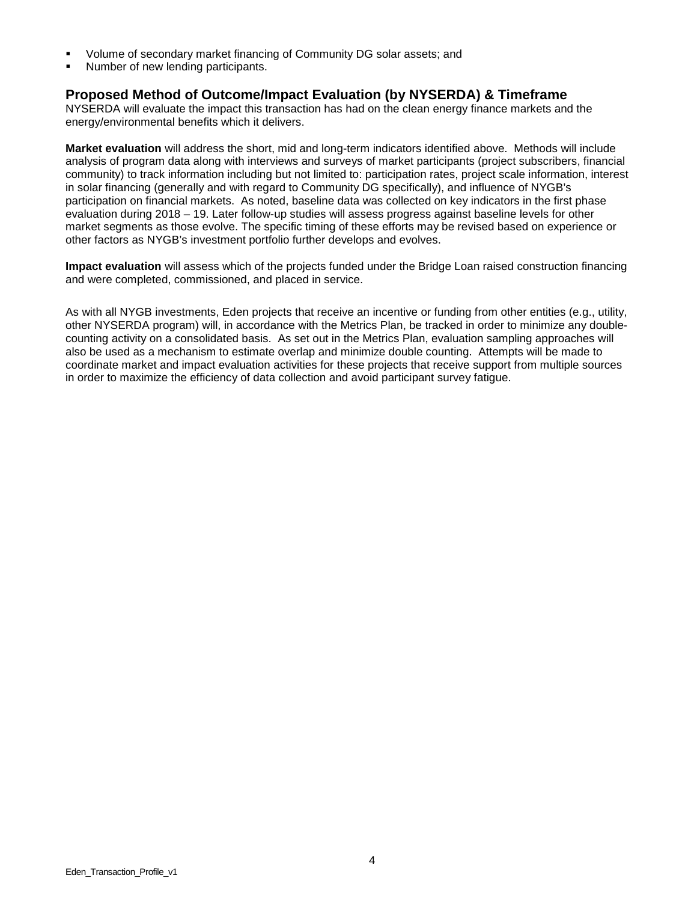- Volume of secondary market financing of Community DG solar assets; and
- Number of new lending participants.

## Proposed Method of Outcome/Impact Evaluation (by NYSERDA) & Timeframe

NYSERDA will evaluate the impact this transaction has had on the clean energy finance markets and the energy/environmental benefits which it delivers.

**Market evaluation** will address the short, mid and long-term indicators identified above. Methods will include analysis of program data along with interviews and surveys of market participants (project subscribers, financial community) to track information including but not limited to: participation rates, project scale information, interest in solar financing (generally and with regard to Community DG specifically), and influence of NYGB's participation on financial markets. As noted, baseline data was collected on key indicators in the first phase evaluation during 2018 – 19. Later follow-up studies will assess progress against baseline levels for other market segments as those evolve. The specific timing of these efforts may be revised based on experience or other factors as NYGB's investment portfolio further develops and evolves.

**Impact evaluation** will assess which of the projects funded under the Bridge Loan raised construction financing and were completed, commissioned, and placed in service.

As with all NYGB investments, Eden projects that receive an incentive or funding from other entities (e.g., utility, other NYSERDA program) will, in accordance with the Metrics Plan, be tracked in order to minimize any double-counting activity on a consolidated basis. As set out in the Metrics Plan, evaluation sampling approaches will also be used as a mechanism to estimate overlap and minimize double counting. Attempts will be made to coordinate market and impact evaluation activities for these projects that receive support from multiple sources in order to maximize the efficiency of data collection and avoid participant survey fatigue.